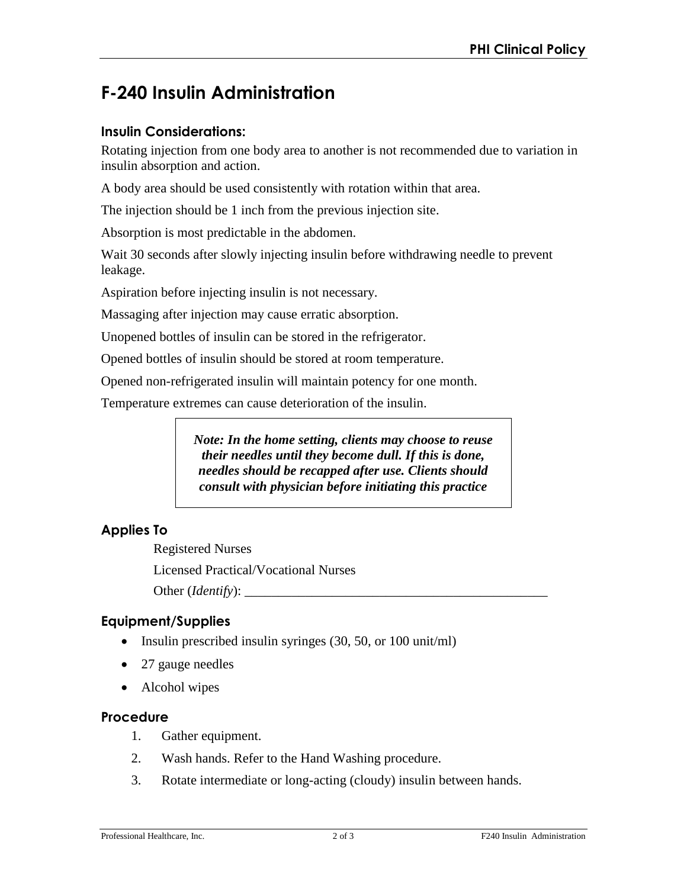# F-240 Insulin Administration

### Insulin Considerations:

Rotating injection from one body area to another is not recommended due to variation in insulin absorption and action.

A body area should be used consistently with rotation within that area.

The injection should be 1 inch from the previous injection site.

Absorption is most predictable in the abdomen.

Wait 30 seconds after slowly injecting insulin before withdrawing needle to prevent leakage.

Aspiration before injecting insulin is not necessary.

Massaging after injection may cause erratic absorption.

Unopened bottles of insulin can be stored in the refrigerator.

Opened bottles of insulin should be stored at room temperature.

Opened non-refrigerated insulin will maintain potency for one month.

Temperature extremes can cause deterioration of the insulin.

> ***Note: In the home setting, clients may choose to reuse their needles until they become dull. If this is done, needles should be recapped after use. Clients should consult with physician before initiating this practice***

## Applies To

Registered Nurses

Licensed Practical/Vocational Nurses

Other (*Identify*): ______________________________________________

## Equipment/Supplies

- Insulin prescribed insulin syringes (30, 50, or 100 unit/ml)
- 27 gauge needles
- Alcohol wipes

## Procedure

1. Gather equipment.
2. Wash hands. Refer to the Hand Washing procedure.
3. Rotate intermediate or long-acting (cloudy) insulin between hands.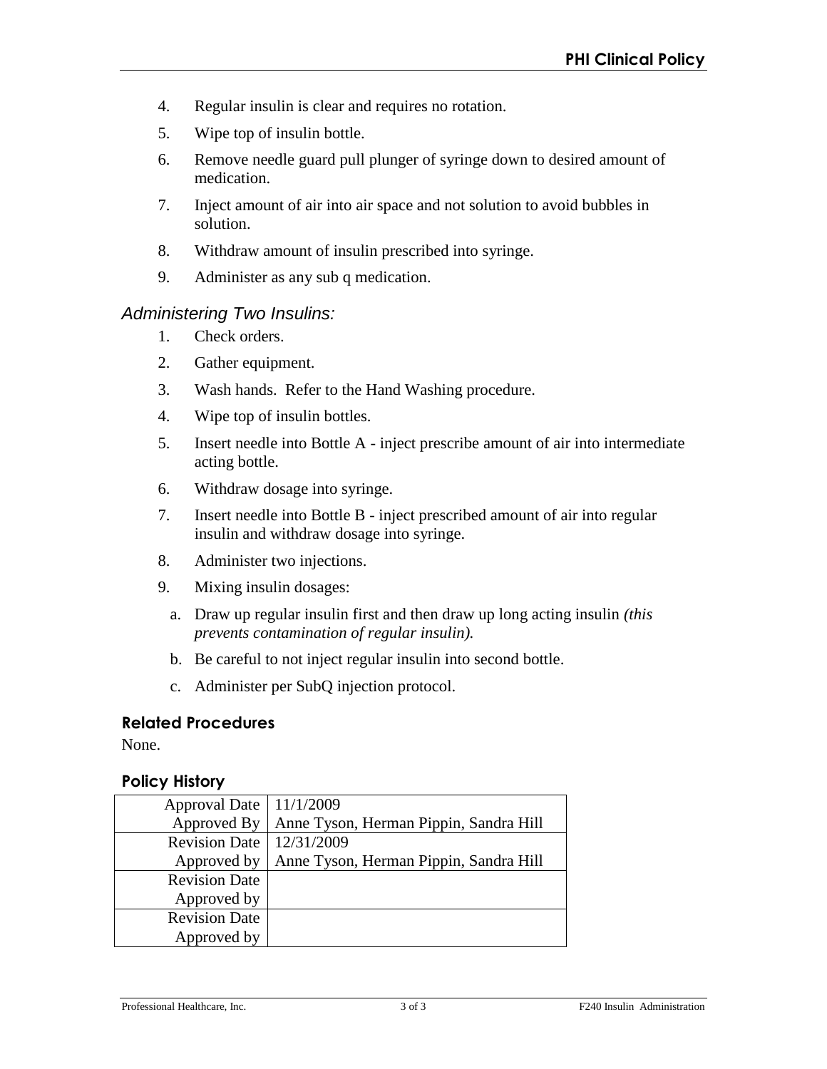4. Regular insulin is clear and requires no rotation.
5. Wipe top of insulin bottle.
6. Remove needle guard pull plunger of syringe down to desired amount of medication.
7. Inject amount of air into air space and not solution to avoid bubbles in solution.
8. Withdraw amount of insulin prescribed into syringe.
9. Administer as any sub q medication.

### *Administering Two Insulins:*

1. Check orders.
2. Gather equipment.
3. Wash hands. Refer to the Hand Washing procedure.
4. Wipe top of insulin bottles.
5. Insert needle into Bottle A - inject prescribe amount of air into intermediate acting bottle.
6. Withdraw dosage into syringe.
7. Insert needle into Bottle B - inject prescribed amount of air into regular insulin and withdraw dosage into syringe.
8. Administer two injections.
9. Mixing insulin dosages:
   a. Draw up regular insulin first and then draw up long acting insulin *(this prevents contamination of regular insulin).*
   b. Be careful to not inject regular insulin into second bottle.
   c. Administer per SubQ injection protocol.

## Related Procedures

None.

## Policy History

| | |
|---|---|
| Approval Date | 11/1/2009 |
| Approved By | Anne Tyson, Herman Pippin, Sandra Hill |
| Revision Date | 12/31/2009 |
| Approved by | Anne Tyson, Herman Pippin, Sandra Hill |
| Revision Date | |
| Approved by | |
| Revision Date | |
| Approved by | |